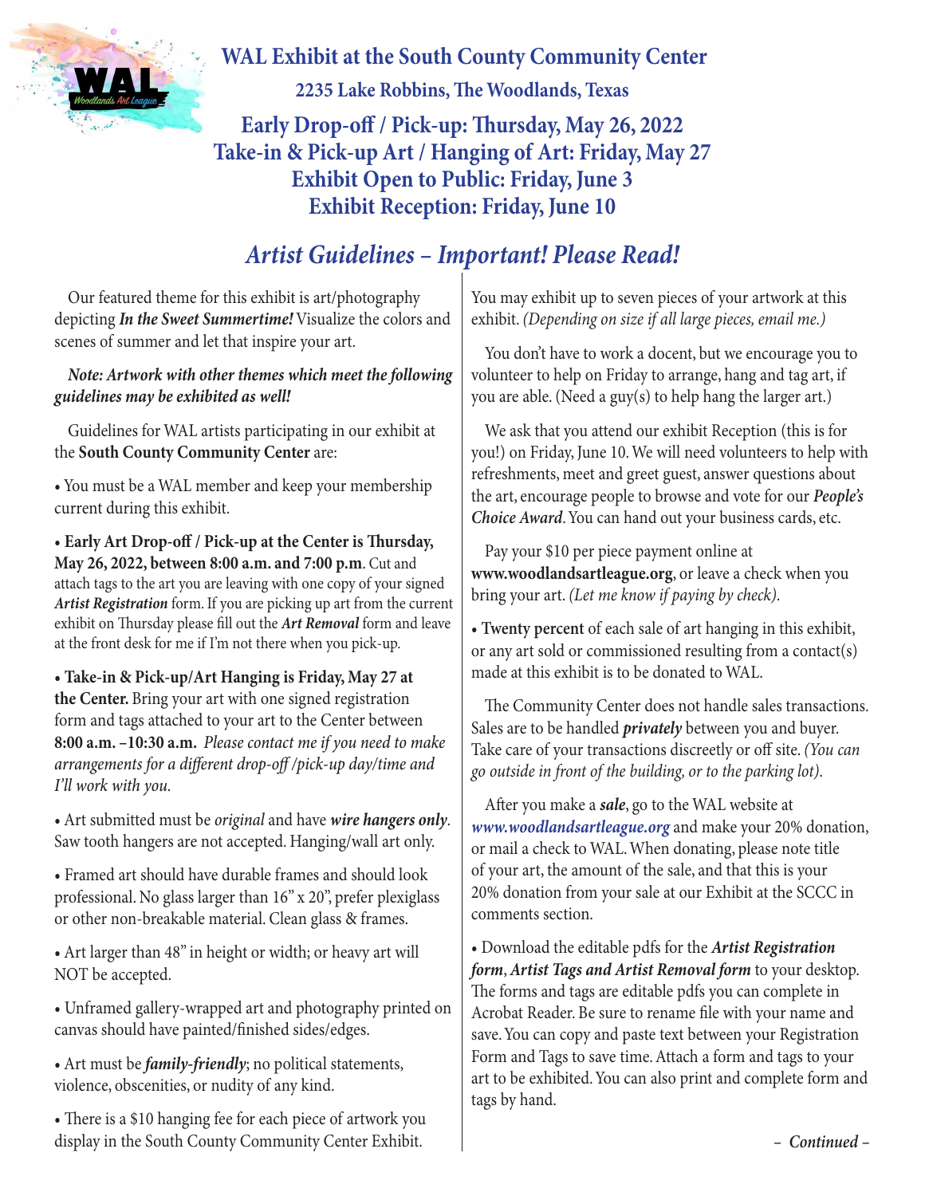# WAL Exhibit at the South County Community Center

## 2235 Lake Robbins, The Woodlands, Texas

## Early Drop-off / Pick-up: Thursday, May 26, 2022
## Take-in & Pick-up Art / Hanging of Art: Friday, May 27
## Exhibit Open to Public: Friday, June 3
## Exhibit Reception: Friday, June 10

## *Artist Guidelines – Important! Please Read!*

Our featured theme for this exhibit is art/photography depicting ***In the Sweet Summertime!*** Visualize the colors and scenes of summer and let that inspire your art.

***Note: Artwork with other themes which meet the following guidelines may be exhibited as well!***

Guidelines for WAL artists participating in our exhibit at the **South County Community Center** are:

- You must be a WAL member and keep your membership current during this exhibit.
- **Early Art Drop-off / Pick-up at the Center is Thursday, May 26, 2022, between 8:00 a.m. and 7:00 p.m**. Cut and attach tags to the art you are leaving with one copy of your signed ***Artist Registration*** form. If you are picking up art from the current exhibit on Thursday please fill out the ***Art Removal*** form and leave at the front desk for me if I'm not there when you pick-up.
- **Take-in & Pick-up/Art Hanging is Friday, May 27 at the Center.** Bring your art with one signed registration form and tags attached to your art to the Center between **8:00 a.m. –10:30 a.m.** *Please contact me if you need to make arrangements for a different drop-off /pick-up day/time and I'll work with you.*
- Art submitted must be *original* and have ***wire hangers only***. Saw tooth hangers are not accepted. Hanging/wall art only.
- Framed art should have durable frames and should look professional. No glass larger than 16" x 20", prefer plexiglass or other non-breakable material. Clean glass & frames.
- Art larger than 48" in height or width; or heavy art will NOT be accepted.
- Unframed gallery-wrapped art and photography printed on canvas should have painted/finished sides/edges.
- Art must be ***family-friendly***; no political statements, violence, obscenities, or nudity of any kind.
- There is a $10 hanging fee for each piece of artwork you display in the South County Community Center Exhibit.

You may exhibit up to seven pieces of your artwork at this exhibit. *(Depending on size if all large pieces, email me.)*

You don't have to work a docent, but we encourage you to volunteer to help on Friday to arrange, hang and tag art, if you are able. (Need a guy(s) to help hang the larger art.)

We ask that you attend our exhibit Reception (this is for you!) on Friday, June 10. We will need volunteers to help with refreshments, meet and greet guest, answer questions about the art, encourage people to browse and vote for our ***People's Choice Award***. You can hand out your business cards, etc.

Pay your $10 per piece payment online at **www.woodlandsartleague.org**, or leave a check when you bring your art. *(Let me know if paying by check)*.

- **Twenty percent** of each sale of art hanging in this exhibit, or any art sold or commissioned resulting from a contact(s) made at this exhibit is to be donated to WAL.

The Community Center does not handle sales transactions. Sales are to be handled ***privately*** between you and buyer. Take care of your transactions discreetly or off site. *(You can go outside in front of the building, or to the parking lot)*.

After you make a ***sale***, go to the WAL website at ***www.woodlandsartleague.org*** and make your 20% donation, or mail a check to WAL. When donating, please note title of your art, the amount of the sale, and that this is your 20% donation from your sale at our Exhibit at the SCCC in comments section.

- Download the editable pdfs for the ***Artist Registration form***, ***Artist Tags and Artist Removal form*** to your desktop. The forms and tags are editable pdfs you can complete in Acrobat Reader. Be sure to rename file with your name and save. You can copy and paste text between your Registration Form and Tags to save time. Attach a form and tags to your art to be exhibited. You can also print and complete form and tags by hand.

*– Continued –*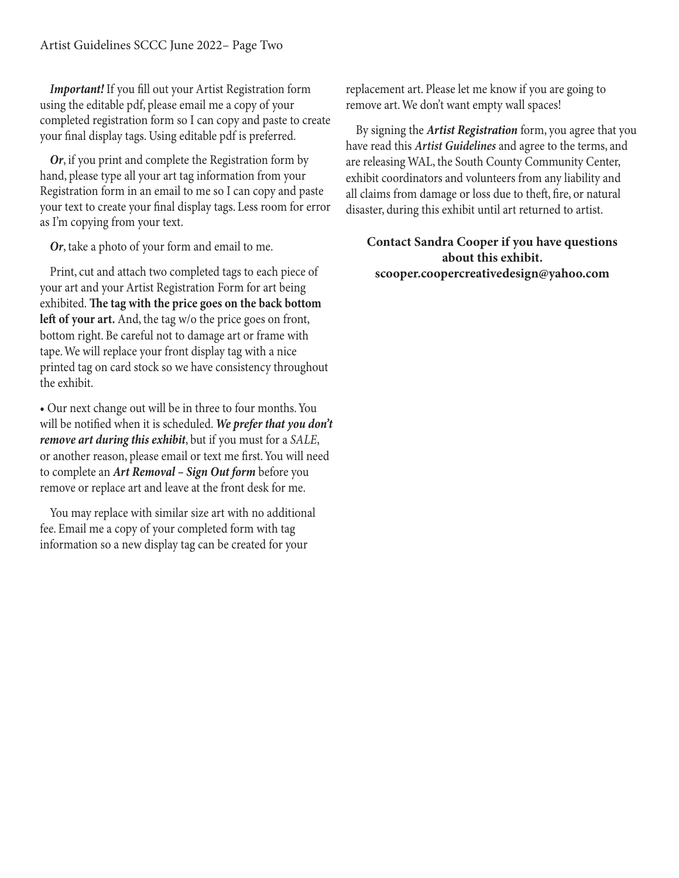***Important!*** If you fill out your Artist Registration form using the editable pdf, please email me a copy of your completed registration form so I can copy and paste to create your final display tags. Using editable pdf is preferred.

***Or***, if you print and complete the Registration form by hand, please type all your art tag information from your Registration form in an email to me so I can copy and paste your text to create your final display tags. Less room for error as I'm copying from your text.

***Or***, take a photo of your form and email to me.

Print, cut and attach two completed tags to each piece of your art and your Artist Registration Form for art being exhibited. **The tag with the price goes on the back bottom left of your art.** And, the tag w/o the price goes on front, bottom right. Be careful not to damage art or frame with tape. We will replace your front display tag with a nice printed tag on card stock so we have consistency throughout the exhibit.

• Our next change out will be in three to four months. You will be notified when it is scheduled. ***We prefer that you don't remove art during this exhibit***, but if you must for a *SALE*, or another reason, please email or text me first. You will need to complete an ***Art Removal – Sign Out form*** before you remove or replace art and leave at the front desk for me.

You may replace with similar size art with no additional fee. Email me a copy of your completed form with tag information so a new display tag can be created for your replacement art. Please let me know if you are going to remove art. We don't want empty wall spaces!

By signing the ***Artist Registration*** form, you agree that you have read this ***Artist Guidelines*** and agree to the terms, and are releasing WAL, the South County Community Center, exhibit coordinators and volunteers from any liability and all claims from damage or loss due to theft, fire, or natural disaster, during this exhibit until art returned to artist.

**Contact Sandra Cooper if you have questions about this exhibit.**
**scooper.coopercreativedesign@yahoo.com**